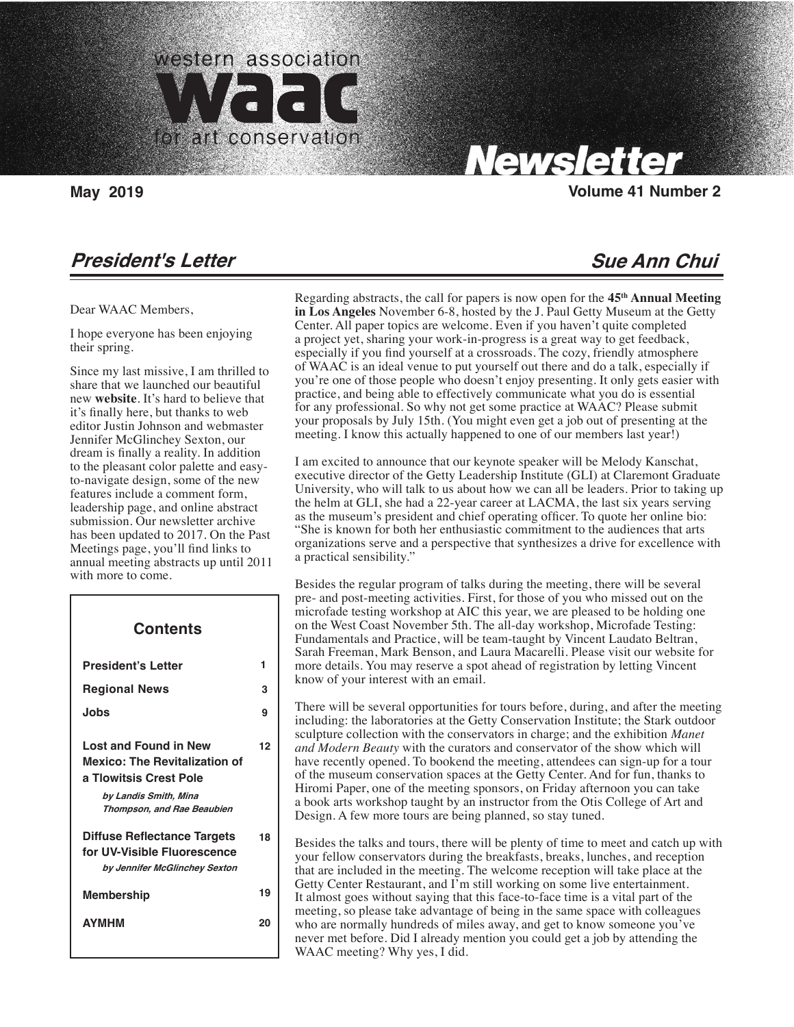# western association WAAC for art conservation Newsletter

**May 2019** **Volume 41 Number 2**

## *President's Letter* — *Sue Ann Chui*

Dear WAAC Members,

I hope everyone has been enjoying their spring.

Since my last missive, I am thrilled to share that we launched our beautiful new **website**. It's hard to believe that it's finally here, but thanks to web editor Justin Johnson and webmaster Jennifer McGlinchey Sexton, our dream is finally a reality. In addition to the pleasant color palette and easy-to-navigate design, some of the new features include a comment form, leadership page, and online abstract submission. Our newsletter archive has been updated to 2017. On the Past Meetings page, you'll find links to annual meeting abstracts up until 2011 with more to come.

| **Contents** | |
|---|---|
| **President's Letter** | 1 |
| **Regional News** | 3 |
| **Jobs** | 9 |
| **Lost and Found in New Mexico: The Revitalization of a Tlowitsis Crest Pole** *by Landis Smith, Mina Thompson, and Rae Beaubien* | 12 |
| **Diffuse Reflectance Targets for UV-Visible Fluorescence** *by Jennifer McGlinchey Sexton* | 18 |
| **Membership** | 19 |
| **AYMHM** | 20 |

Regarding abstracts, the call for papers is now open for the **45th Annual Meeting in Los Angeles** November 6-8, hosted by the J. Paul Getty Museum at the Getty Center. All paper topics are welcome. Even if you haven't quite completed a project yet, sharing your work-in-progress is a great way to get feedback, especially if you find yourself at a crossroads. The cozy, friendly atmosphere of WAAC is an ideal venue to put yourself out there and do a talk, especially if you're one of those people who doesn't enjoy presenting. It only gets easier with practice, and being able to effectively communicate what you do is essential for any professional. So why not get some practice at WAAC? Please submit your proposals by July 15th. (You might even get a job out of presenting at the meeting. I know this actually happened to one of our members last year!)

I am excited to announce that our keynote speaker will be Melody Kanschat, executive director of the Getty Leadership Institute (GLI) at Claremont Graduate University, who will talk to us about how we can all be leaders. Prior to taking up the helm at GLI, she had a 22-year career at LACMA, the last six years serving as the museum's president and chief operating officer. To quote her online bio: "She is known for both her enthusiastic commitment to the audiences that arts organizations serve and a perspective that synthesizes a drive for excellence with a practical sensibility."

Besides the regular program of talks during the meeting, there will be several pre- and post-meeting activities. First, for those of you who missed out on the microfade testing workshop at AIC this year, we are pleased to be holding one on the West Coast November 5th. The all-day workshop, Microfade Testing: Fundamentals and Practice, will be team-taught by Vincent Laudato Beltran, Sarah Freeman, Mark Benson, and Laura Macarelli. Please visit our website for more details. You may reserve a spot ahead of registration by letting Vincent know of your interest with an email.

There will be several opportunities for tours before, during, and after the meeting including: the laboratories at the Getty Conservation Institute; the Stark outdoor sculpture collection with the conservators in charge; and the exhibition *Manet and Modern Beauty* with the curators and conservator of the show which will have recently opened. To bookend the meeting, attendees can sign-up for a tour of the museum conservation spaces at the Getty Center. And for fun, thanks to Hiromi Paper, one of the meeting sponsors, on Friday afternoon you can take a book arts workshop taught by an instructor from the Otis College of Art and Design. A few more tours are being planned, so stay tuned.

Besides the talks and tours, there will be plenty of time to meet and catch up with your fellow conservators during the breakfasts, breaks, lunches, and reception that are included in the meeting. The welcome reception will take place at the Getty Center Restaurant, and I'm still working on some live entertainment. It almost goes without saying that this face-to-face time is a vital part of the meeting, so please take advantage of being in the same space with colleagues who are normally hundreds of miles away, and get to know someone you've never met before. Did I already mention you could get a job by attending the WAAC meeting? Why yes, I did.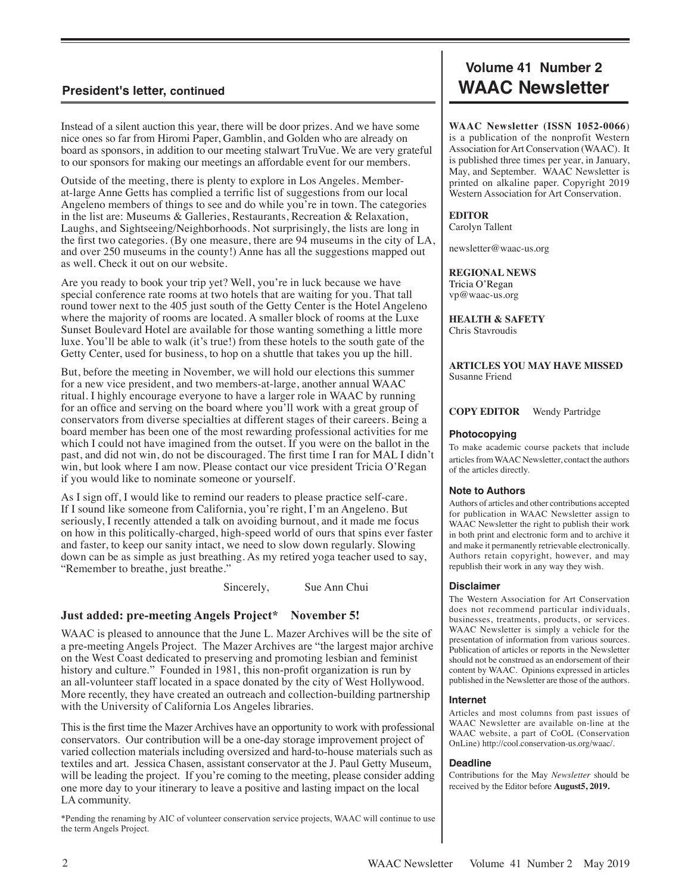## President's letter, continued

Instead of a silent auction this year, there will be door prizes. And we have some nice ones so far from Hiromi Paper, Gamblin, and Golden who are already on board as sponsors, in addition to our meeting stalwart TruVue. We are very grateful to our sponsors for making our meetings an affordable event for our members.

Outside of the meeting, there is plenty to explore in Los Angeles. Member-at-large Anne Getts has complied a terrific list of suggestions from our local Angeleno members of things to see and do while you're in town. The categories in the list are: Museums & Galleries, Restaurants, Recreation & Relaxation, Laughs, and Sightseeing/Neighborhoods. Not surprisingly, the lists are long in the first two categories. (By one measure, there are 94 museums in the city of LA, and over 250 museums in the county!) Anne has all the suggestions mapped out as well. Check it out on our website.

Are you ready to book your trip yet? Well, you're in luck because we have special conference rate rooms at two hotels that are waiting for you. That tall round tower next to the 405 just south of the Getty Center is the Hotel Angeleno where the majority of rooms are located. A smaller block of rooms at the Luxe Sunset Boulevard Hotel are available for those wanting something a little more luxe. You'll be able to walk (it's true!) from these hotels to the south gate of the Getty Center, used for business, to hop on a shuttle that takes you up the hill.

But, before the meeting in November, we will hold our elections this summer for a new vice president, and two members-at-large, another annual WAAC ritual. I highly encourage everyone to have a larger role in WAAC by running for an office and serving on the board where you'll work with a great group of conservators from diverse specialties at different stages of their careers. Being a board member has been one of the most rewarding professional activities for me which I could not have imagined from the outset. If you were on the ballot in the past, and did not win, do not be discouraged. The first time I ran for MAL I didn't win, but look where I am now. Please contact our vice president Tricia O'Regan if you would like to nominate someone or yourself.

As I sign off, I would like to remind our readers to please practice self-care. If I sound like someone from California, you're right, I'm an Angeleno. But seriously, I recently attended a talk on avoiding burnout, and it made me focus on how in this politically-charged, high-speed world of ours that spins ever faster and faster, to keep our sanity intact, we need to slow down regularly. Slowing down can be as simple as just breathing. As my retired yoga teacher used to say, "Remember to breathe, just breathe."

Sincerely, Sue Ann Chui

### Just added: pre-meeting Angels Project* November 5!

WAAC is pleased to announce that the June L. Mazer Archives will be the site of a pre-meeting Angels Project. The Mazer Archives are "the largest major archive on the West Coast dedicated to preserving and promoting lesbian and feminist history and culture." Founded in 1981, this non-profit organization is run by an all-volunteer staff located in a space donated by the city of West Hollywood. More recently, they have created an outreach and collection-building partnership with the University of California Los Angeles libraries.

This is the first time the Mazer Archives have an opportunity to work with professional conservators. Our contribution will be a one-day storage improvement project of varied collection materials including oversized and hard-to-house materials such as textiles and art. Jessica Chasen, assistant conservator at the J. Paul Getty Museum, will be leading the project. If you're coming to the meeting, please consider adding one more day to your itinerary to leave a positive and lasting impact on the local LA community.

*Pending the renaming by AIC of volunteer conservation service projects, WAAC will continue to use the term Angels Project.

## Volume 41 Number 2
## WAAC Newsletter

**WAAC Newsletter (ISSN 1052-0066)** is a publication of the nonprofit Western Association for Art Conservation (WAAC). It is published three times per year, in January, May, and September. WAAC Newsletter is printed on alkaline paper. Copyright 2019 Western Association for Art Conservation.

**EDITOR**
Carolyn Tallent

newsletter@waac-us.org

**REGIONAL NEWS**
Tricia O'Regan
vp@waac-us.org

**HEALTH & SAFETY**
Chris Stavroudis

**ARTICLES YOU MAY HAVE MISSED**
Susanne Friend

**COPY EDITOR** Wendy Partridge

#### Photocopying

To make academic course packets that include articles from WAAC Newsletter, contact the authors of the articles directly.

#### Note to Authors

Authors of articles and other contributions accepted for publication in WAAC Newsletter assign to WAAC Newsletter the right to publish their work in both print and electronic form and to archive it and make it permanently retrievable electronically. Authors retain copyright, however, and may republish their work in any way they wish.

#### Disclaimer

The Western Association for Art Conservation does not recommend particular individuals, businesses, treatments, products, or services. WAAC Newsletter is simply a vehicle for the presentation of information from various sources. Publication of articles or reports in the Newsletter should not be construed as an endorsement of their content by WAAC. Opinions expressed in articles published in the Newsletter are those of the authors.

#### Internet

Articles and most columns from past issues of WAAC Newsletter are available on-line at the WAAC website, a part of CoOL (Conservation OnLine) http://cool.conservation-us.org/waac/.

#### Deadline

Contributions for the May *Newsletter* should be received by the Editor before **August5, 2019.**